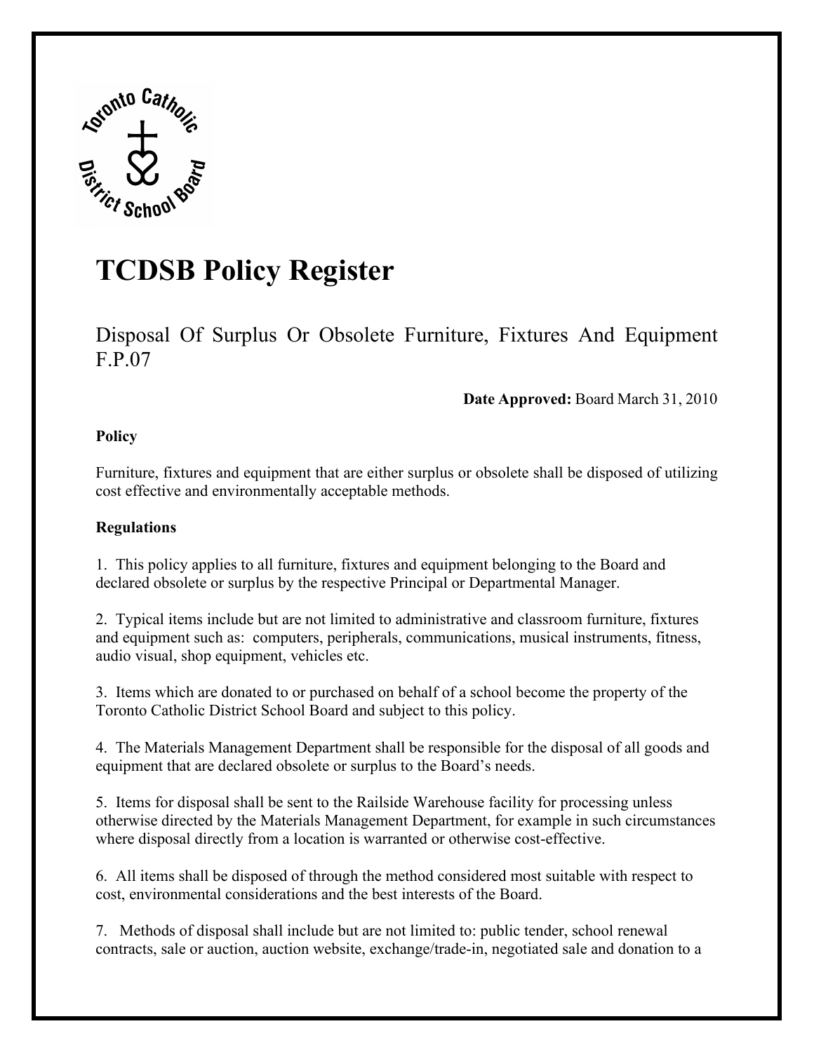# TCDSB Policy Register

Disposal Of Surplus Or Obsolete Furniture, Fixtures And Equipment F.P.07

**Date Approved:** Board March 31, 2010

**Policy**

Furniture, fixtures and equipment that are either surplus or obsolete shall be disposed of utilizing cost effective and environmentally acceptable methods.

**Regulations**

1. This policy applies to all furniture, fixtures and equipment belonging to the Board and declared obsolete or surplus by the respective Principal or Departmental Manager.

2. Typical items include but are not limited to administrative and classroom furniture, fixtures and equipment such as: computers, peripherals, communications, musical instruments, fitness, audio visual, shop equipment, vehicles etc.

3. Items which are donated to or purchased on behalf of a school become the property of the Toronto Catholic District School Board and subject to this policy.

4. The Materials Management Department shall be responsible for the disposal of all goods and equipment that are declared obsolete or surplus to the Board's needs.

5. Items for disposal shall be sent to the Railside Warehouse facility for processing unless otherwise directed by the Materials Management Department, for example in such circumstances where disposal directly from a location is warranted or otherwise cost-effective.

6. All items shall be disposed of through the method considered most suitable with respect to cost, environmental considerations and the best interests of the Board.

7. Methods of disposal shall include but are not limited to: public tender, school renewal contracts, sale or auction, auction website, exchange/trade-in, negotiated sale and donation to a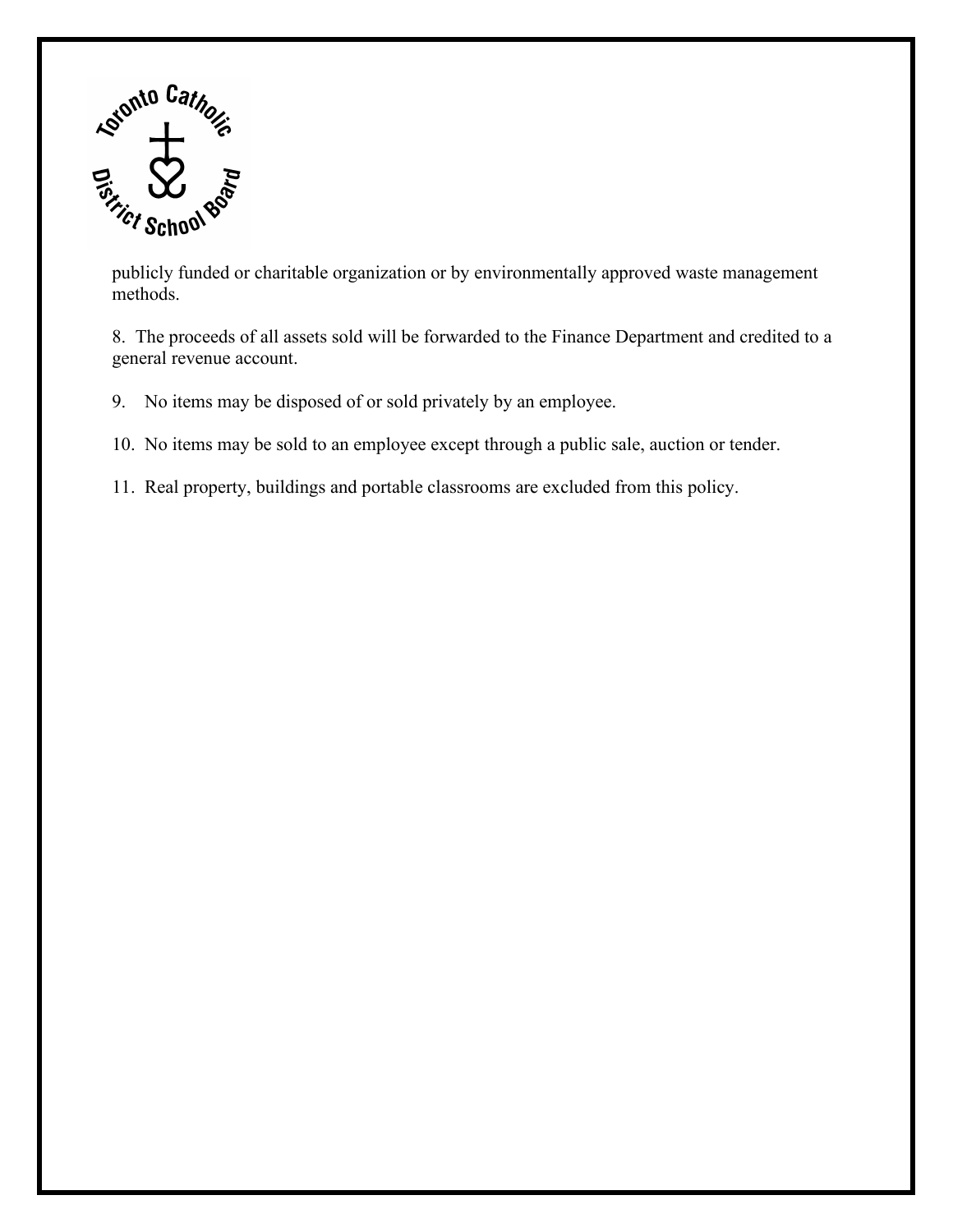publicly funded or charitable organization or by environmentally approved waste management methods.

8. The proceeds of all assets sold will be forwarded to the Finance Department and credited to a general revenue account.

9. No items may be disposed of or sold privately by an employee.

10. No items may be sold to an employee except through a public sale, auction or tender.

11. Real property, buildings and portable classrooms are excluded from this policy.